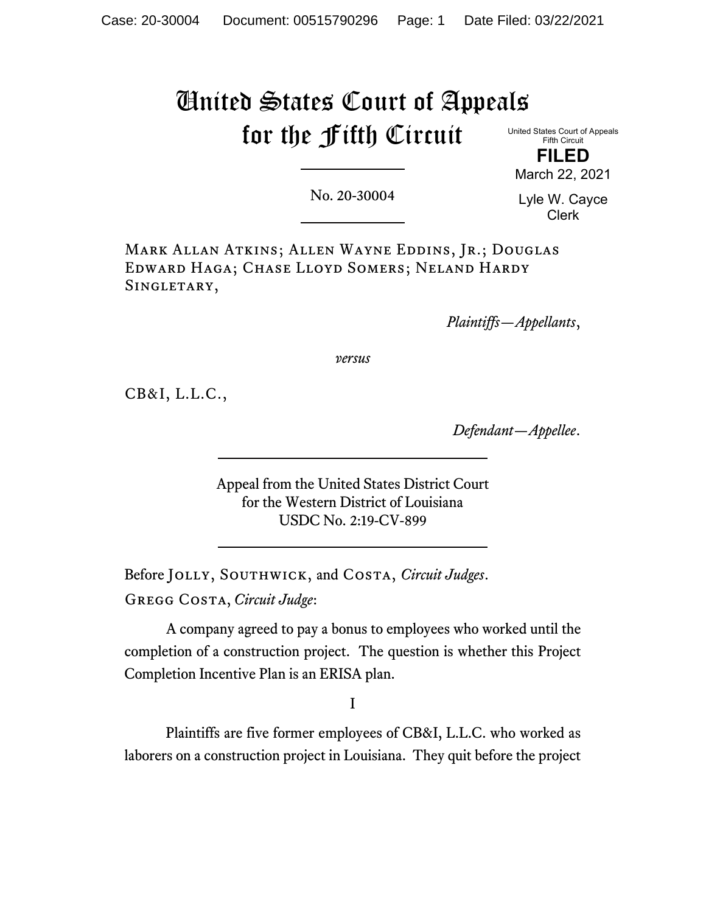# United States Court of Appeals for the Fifth Circuit

United States Court of Appeals
Fifth Circuit

**FILED**

March 22, 2021

Lyle W. Cayce
Clerk

---

No. 20-30004

---

Mark Allan Atkins; Allen Wayne Eddins, Jr.; Douglas Edward Haga; Chase Lloyd Somers; Neland Hardy Singletary,

*Plaintiffs—Appellants*,

*versus*

CB&I, L.L.C.,

*Defendant—Appellee*.

---

Appeal from the United States District Court
for the Western District of Louisiana
USDC No. 2:19-CV-899

---

Before Jolly, Southwick, and Costa, *Circuit Judges*.

Gregg Costa, *Circuit Judge*:

A company agreed to pay a bonus to employees who worked until the completion of a construction project. The question is whether this Project Completion Incentive Plan is an ERISA plan.

I

Plaintiffs are five former employees of CB&I, L.L.C. who worked as laborers on a construction project in Louisiana. They quit before the project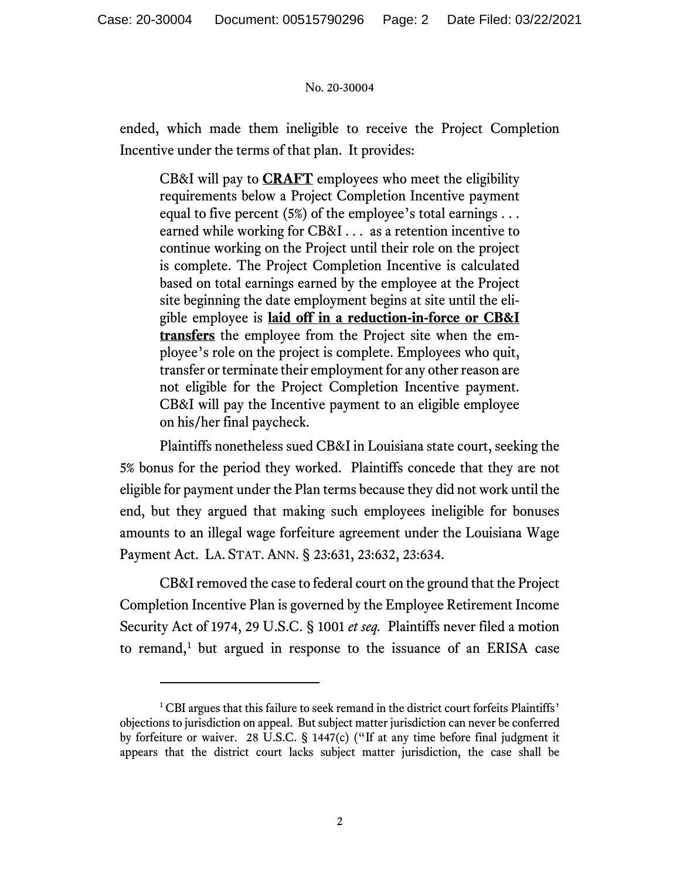ended, which made them ineligible to receive the Project Completion Incentive under the terms of that plan. It provides:

> CB&I will pay to **<u>CRAFT</u>** employees who meet the eligibility requirements below a Project Completion Incentive payment equal to five percent (5%) of the employee's total earnings . . . earned while working for CB&I . . . as a retention incentive to continue working on the Project until their role on the project is complete. The Project Completion Incentive is calculated based on total earnings earned by the employee at the Project site beginning the date employment begins at site until the eligible employee is **<u>laid off in a reduction-in-force or CB&I transfers</u>** the employee from the Project site when the employee's role on the project is complete. Employees who quit, transfer or terminate their employment for any other reason are not eligible for the Project Completion Incentive payment. CB&I will pay the Incentive payment to an eligible employee on his/her final paycheck.

Plaintiffs nonetheless sued CB&I in Louisiana state court, seeking the 5% bonus for the period they worked. Plaintiffs concede that they are not eligible for payment under the Plan terms because they did not work until the end, but they argued that making such employees ineligible for bonuses amounts to an illegal wage forfeiture agreement under the Louisiana Wage Payment Act. LA. STAT. ANN. § 23:631, 23:632, 23:634.

CB&I removed the case to federal court on the ground that the Project Completion Incentive Plan is governed by the Employee Retirement Income Security Act of 1974, 29 U.S.C. § 1001 *et seq.* Plaintiffs never filed a motion to remand,[1] but argued in response to the issuance of an ERISA case

[1] CBI argues that this failure to seek remand in the district court forfeits Plaintiffs' objections to jurisdiction on appeal. But subject matter jurisdiction can never be conferred by forfeiture or waiver. 28 U.S.C. § 1447(c) ("If at any time before final judgment it appears that the district court lacks subject matter jurisdiction, the case shall be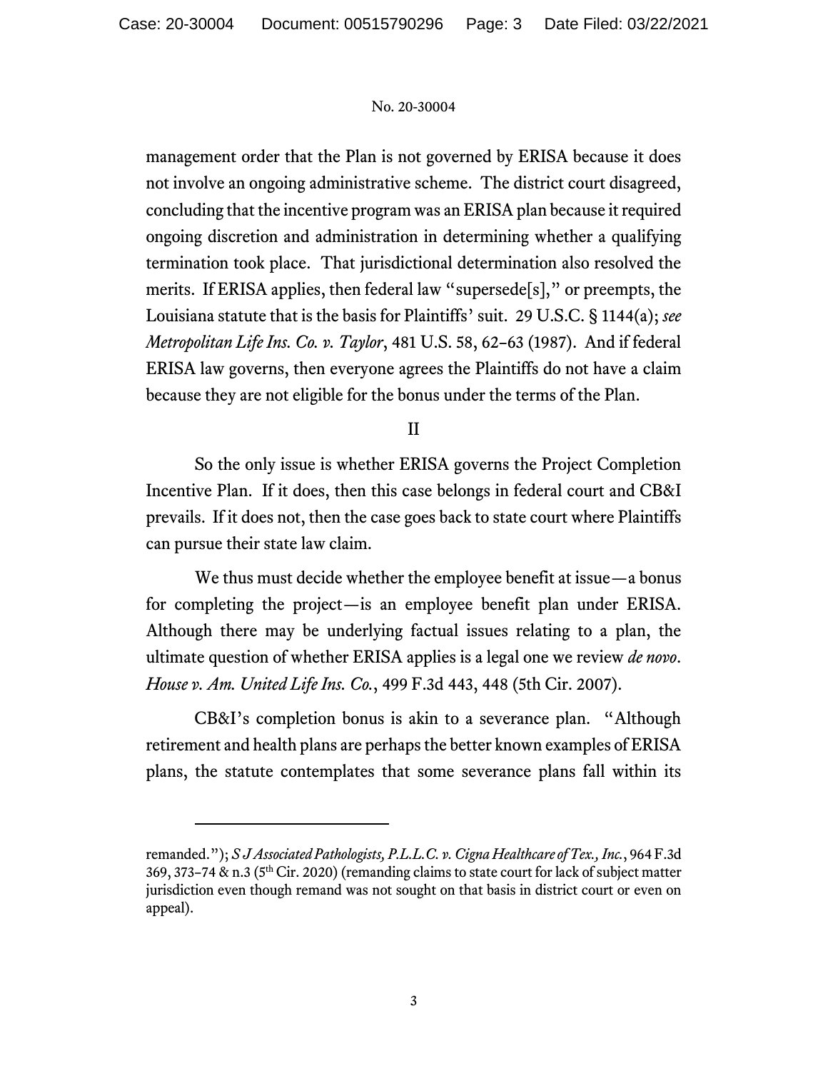management order that the Plan is not governed by ERISA because it does not involve an ongoing administrative scheme. The district court disagreed, concluding that the incentive program was an ERISA plan because it required ongoing discretion and administration in determining whether a qualifying termination took place. That jurisdictional determination also resolved the merits. If ERISA applies, then federal law "supersede[s]," or preempts, the Louisiana statute that is the basis for Plaintiffs' suit. 29 U.S.C. § 1144(a); *see Metropolitan Life Ins. Co. v. Taylor*, 481 U.S. 58, 62–63 (1987). And if federal ERISA law governs, then everyone agrees the Plaintiffs do not have a claim because they are not eligible for the bonus under the terms of the Plan.

## II

So the only issue is whether ERISA governs the Project Completion Incentive Plan. If it does, then this case belongs in federal court and CB&I prevails. If it does not, then the case goes back to state court where Plaintiffs can pursue their state law claim.

We thus must decide whether the employee benefit at issue—a bonus for completing the project—is an employee benefit plan under ERISA. Although there may be underlying factual issues relating to a plan, the ultimate question of whether ERISA applies is a legal one we review *de novo*. *House v. Am. United Life Ins. Co.*, 499 F.3d 443, 448 (5th Cir. 2007).

CB&I's completion bonus is akin to a severance plan. "Although retirement and health plans are perhaps the better known examples of ERISA plans, the statute contemplates that some severance plans fall within its

---

remanded."); *S J Associated Pathologists, P.L.L.C. v. Cigna Healthcare of Tex., Inc.*, 964 F.3d 369, 373–74 & n.3 (5th Cir. 2020) (remanding claims to state court for lack of subject matter jurisdiction even though remand was not sought on that basis in district court or even on appeal).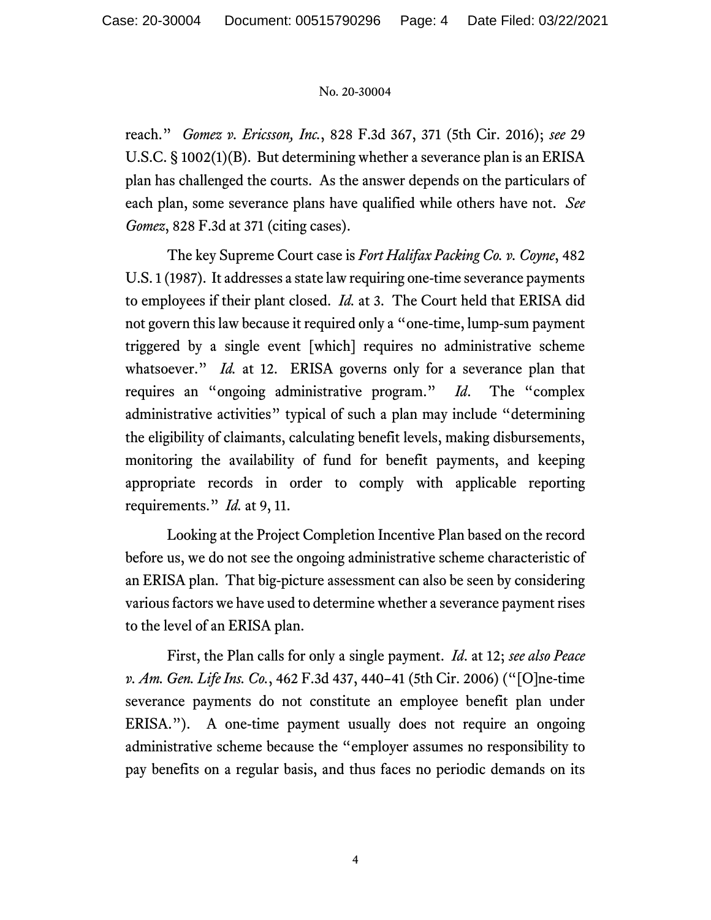reach." *Gomez v. Ericsson, Inc.*, 828 F.3d 367, 371 (5th Cir. 2016); *see* 29 U.S.C. § 1002(1)(B). But determining whether a severance plan is an ERISA plan has challenged the courts. As the answer depends on the particulars of each plan, some severance plans have qualified while others have not. *See Gomez*, 828 F.3d at 371 (citing cases).

The key Supreme Court case is *Fort Halifax Packing Co. v. Coyne*, 482 U.S. 1 (1987). It addresses a state law requiring one-time severance payments to employees if their plant closed. *Id.* at 3. The Court held that ERISA did not govern this law because it required only a "one-time, lump-sum payment triggered by a single event [which] requires no administrative scheme whatsoever." *Id.* at 12. ERISA governs only for a severance plan that requires an "ongoing administrative program." *Id*. The "complex administrative activities" typical of such a plan may include "determining the eligibility of claimants, calculating benefit levels, making disbursements, monitoring the availability of fund for benefit payments, and keeping appropriate records in order to comply with applicable reporting requirements." *Id.* at 9, 11.

Looking at the Project Completion Incentive Plan based on the record before us, we do not see the ongoing administrative scheme characteristic of an ERISA plan. That big-picture assessment can also be seen by considering various factors we have used to determine whether a severance payment rises to the level of an ERISA plan.

First, the Plan calls for only a single payment. *Id*. at 12; *see also Peace v. Am. Gen. Life Ins. Co.*, 462 F.3d 437, 440–41 (5th Cir. 2006) ("[O]ne-time severance payments do not constitute an employee benefit plan under ERISA."). A one-time payment usually does not require an ongoing administrative scheme because the "employer assumes no responsibility to pay benefits on a regular basis, and thus faces no periodic demands on its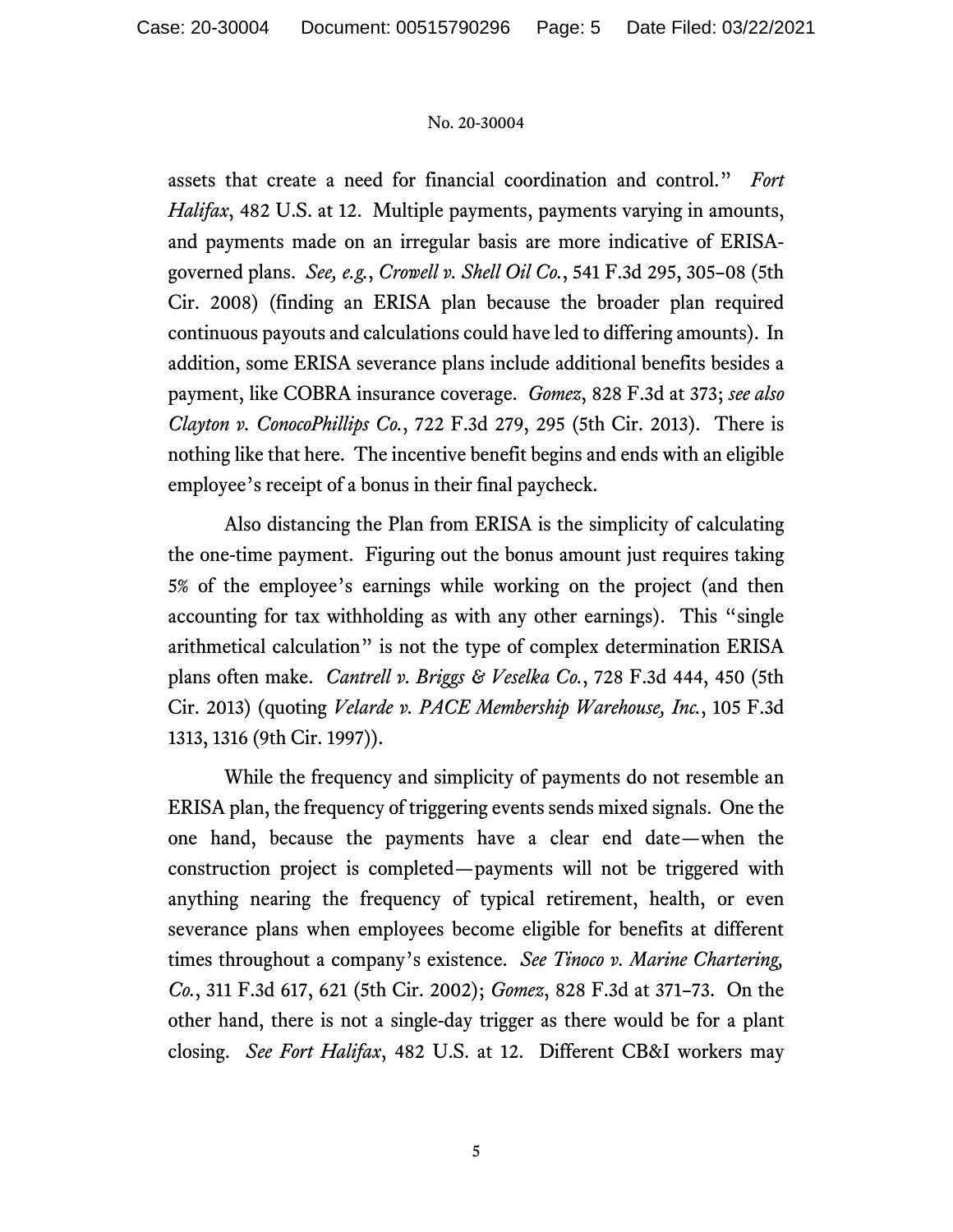assets that create a need for financial coordination and control." *Fort Halifax*, 482 U.S. at 12. Multiple payments, payments varying in amounts, and payments made on an irregular basis are more indicative of ERISA-governed plans. *See, e.g.*, *Crowell v. Shell Oil Co.*, 541 F.3d 295, 305–08 (5th Cir. 2008) (finding an ERISA plan because the broader plan required continuous payouts and calculations could have led to differing amounts). In addition, some ERISA severance plans include additional benefits besides a payment, like COBRA insurance coverage. *Gomez*, 828 F.3d at 373; *see also Clayton v. ConocoPhillips Co.*, 722 F.3d 279, 295 (5th Cir. 2013). There is nothing like that here. The incentive benefit begins and ends with an eligible employee's receipt of a bonus in their final paycheck.

Also distancing the Plan from ERISA is the simplicity of calculating the one-time payment. Figuring out the bonus amount just requires taking 5% of the employee's earnings while working on the project (and then accounting for tax withholding as with any other earnings). This "single arithmetical calculation" is not the type of complex determination ERISA plans often make. *Cantrell v. Briggs & Veselka Co.*, 728 F.3d 444, 450 (5th Cir. 2013) (quoting *Velarde v. PACE Membership Warehouse, Inc.*, 105 F.3d 1313, 1316 (9th Cir. 1997)).

While the frequency and simplicity of payments do not resemble an ERISA plan, the frequency of triggering events sends mixed signals. One the one hand, because the payments have a clear end date—when the construction project is completed—payments will not be triggered with anything nearing the frequency of typical retirement, health, or even severance plans when employees become eligible for benefits at different times throughout a company's existence. *See Tinoco v. Marine Chartering, Co.*, 311 F.3d 617, 621 (5th Cir. 2002); *Gomez*, 828 F.3d at 371–73. On the other hand, there is not a single-day trigger as there would be for a plant closing. *See Fort Halifax*, 482 U.S. at 12. Different CB&I workers may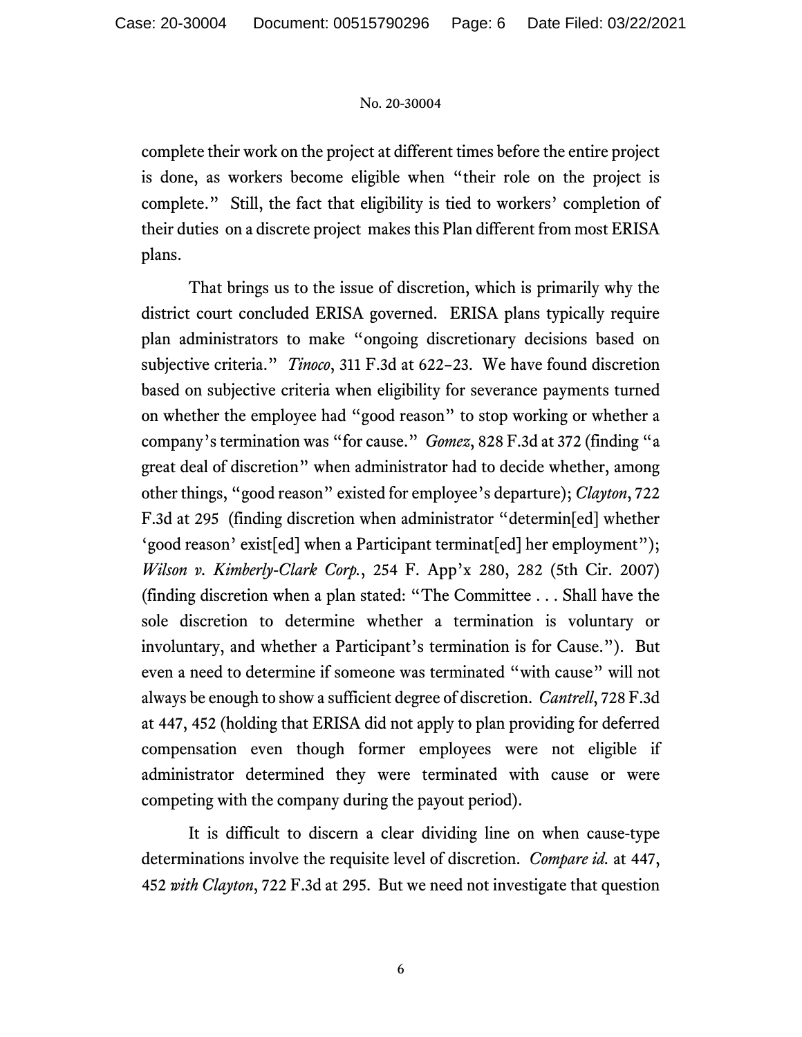complete their work on the project at different times before the entire project is done, as workers become eligible when "their role on the project is complete." Still, the fact that eligibility is tied to workers' completion of their duties on a discrete project makes this Plan different from most ERISA plans.

That brings us to the issue of discretion, which is primarily why the district court concluded ERISA governed. ERISA plans typically require plan administrators to make "ongoing discretionary decisions based on subjective criteria." *Tinoco*, 311 F.3d at 622–23. We have found discretion based on subjective criteria when eligibility for severance payments turned on whether the employee had "good reason" to stop working or whether a company's termination was "for cause." *Gomez*, 828 F.3d at 372 (finding "a great deal of discretion" when administrator had to decide whether, among other things, "good reason" existed for employee's departure); *Clayton*, 722 F.3d at 295 (finding discretion when administrator "determin[ed] whether 'good reason' exist[ed] when a Participant terminat[ed] her employment"); *Wilson v. Kimberly-Clark Corp.*, 254 F. App'x 280, 282 (5th Cir. 2007) (finding discretion when a plan stated: "The Committee . . . Shall have the sole discretion to determine whether a termination is voluntary or involuntary, and whether a Participant's termination is for Cause."). But even a need to determine if someone was terminated "with cause" will not always be enough to show a sufficient degree of discretion. *Cantrell*, 728 F.3d at 447, 452 (holding that ERISA did not apply to plan providing for deferred compensation even though former employees were not eligible if administrator determined they were terminated with cause or were competing with the company during the payout period).

It is difficult to discern a clear dividing line on when cause-type determinations involve the requisite level of discretion. *Compare id.* at 447, 452 *with Clayton*, 722 F.3d at 295. But we need not investigate that question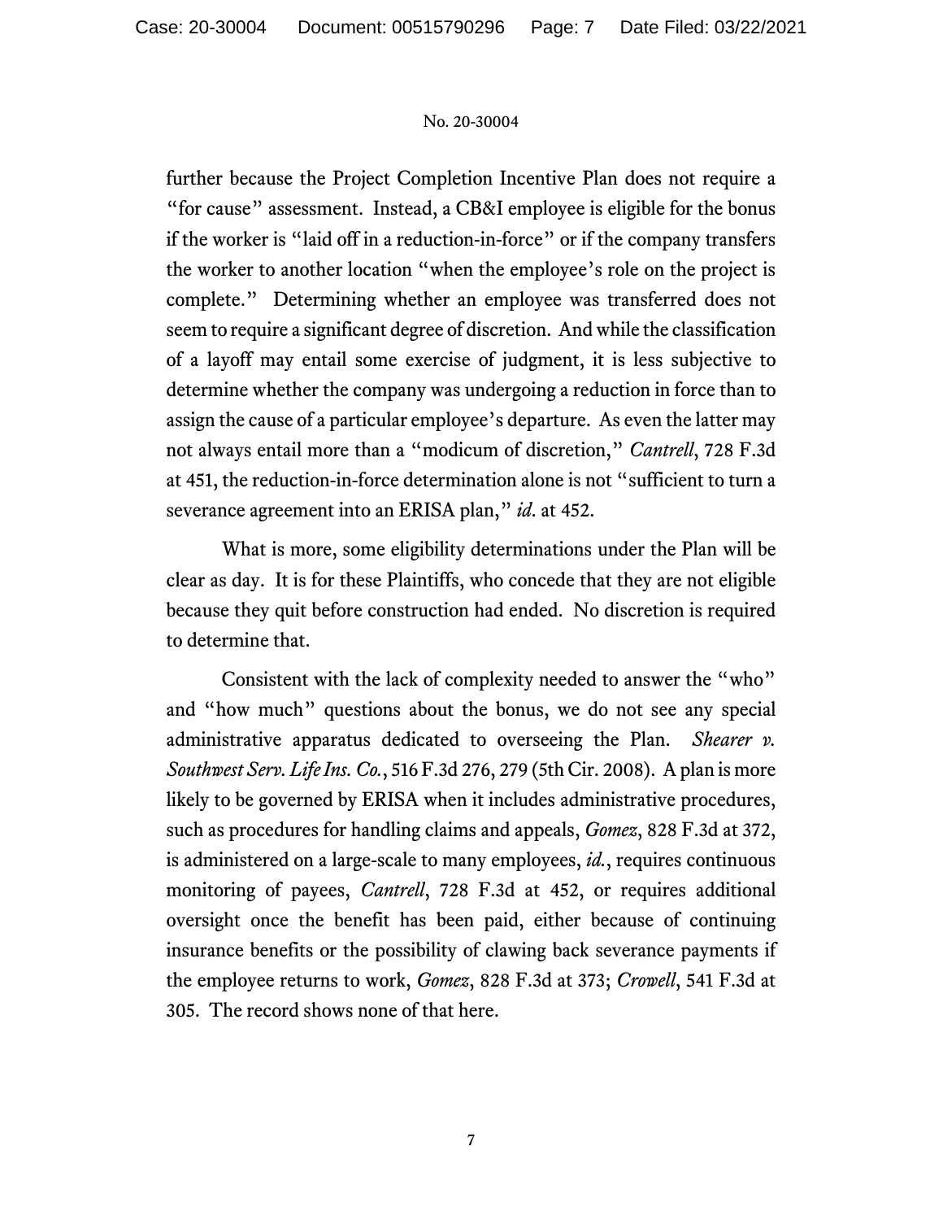further because the Project Completion Incentive Plan does not require a "for cause" assessment. Instead, a CB&I employee is eligible for the bonus if the worker is "laid off in a reduction-in-force" or if the company transfers the worker to another location "when the employee's role on the project is complete." Determining whether an employee was transferred does not seem to require a significant degree of discretion. And while the classification of a layoff may entail some exercise of judgment, it is less subjective to determine whether the company was undergoing a reduction in force than to assign the cause of a particular employee's departure. As even the latter may not always entail more than a "modicum of discretion," *Cantrell*, 728 F.3d at 451, the reduction-in-force determination alone is not "sufficient to turn a severance agreement into an ERISA plan," *id*. at 452.

What is more, some eligibility determinations under the Plan will be clear as day. It is for these Plaintiffs, who concede that they are not eligible because they quit before construction had ended. No discretion is required to determine that.

Consistent with the lack of complexity needed to answer the "who" and "how much" questions about the bonus, we do not see any special administrative apparatus dedicated to overseeing the Plan. *Shearer v. Southwest Serv. Life Ins. Co.*, 516 F.3d 276, 279 (5th Cir. 2008). A plan is more likely to be governed by ERISA when it includes administrative procedures, such as procedures for handling claims and appeals, *Gomez*, 828 F.3d at 372, is administered on a large-scale to many employees, *id.*, requires continuous monitoring of payees, *Cantrell*, 728 F.3d at 452, or requires additional oversight once the benefit has been paid, either because of continuing insurance benefits or the possibility of clawing back severance payments if the employee returns to work, *Gomez*, 828 F.3d at 373; *Crowell*, 541 F.3d at 305. The record shows none of that here.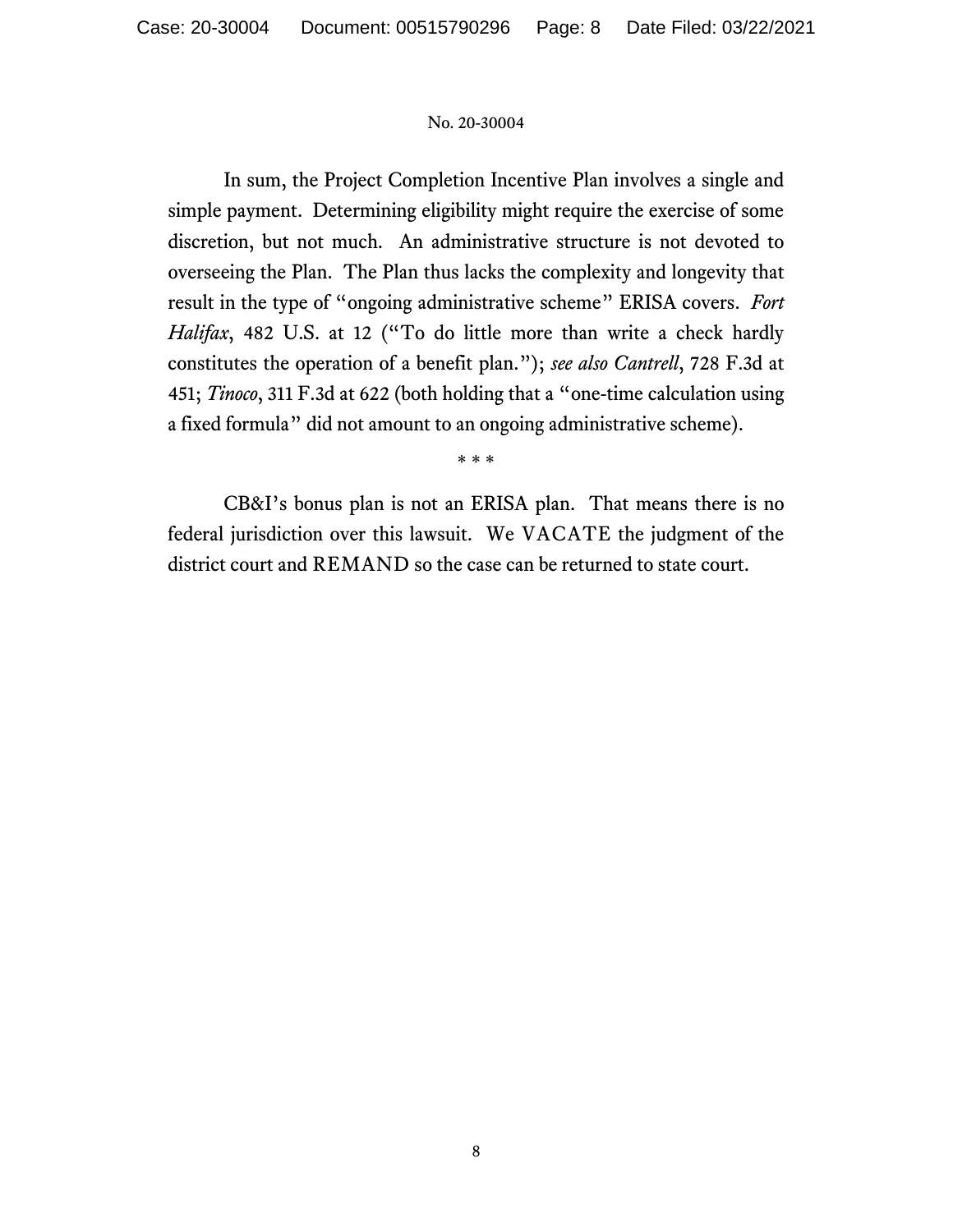In sum, the Project Completion Incentive Plan involves a single and simple payment. Determining eligibility might require the exercise of some discretion, but not much. An administrative structure is not devoted to overseeing the Plan. The Plan thus lacks the complexity and longevity that result in the type of "ongoing administrative scheme" ERISA covers. *Fort Halifax*, 482 U.S. at 12 ("To do little more than write a check hardly constitutes the operation of a benefit plan."); *see also Cantrell*, 728 F.3d at 451; *Tinoco*, 311 F.3d at 622 (both holding that a "one-time calculation using a fixed formula" did not amount to an ongoing administrative scheme).

\* \* \*

CB&I's bonus plan is not an ERISA plan. That means there is no federal jurisdiction over this lawsuit. We VACATE the judgment of the district court and REMAND so the case can be returned to state court.